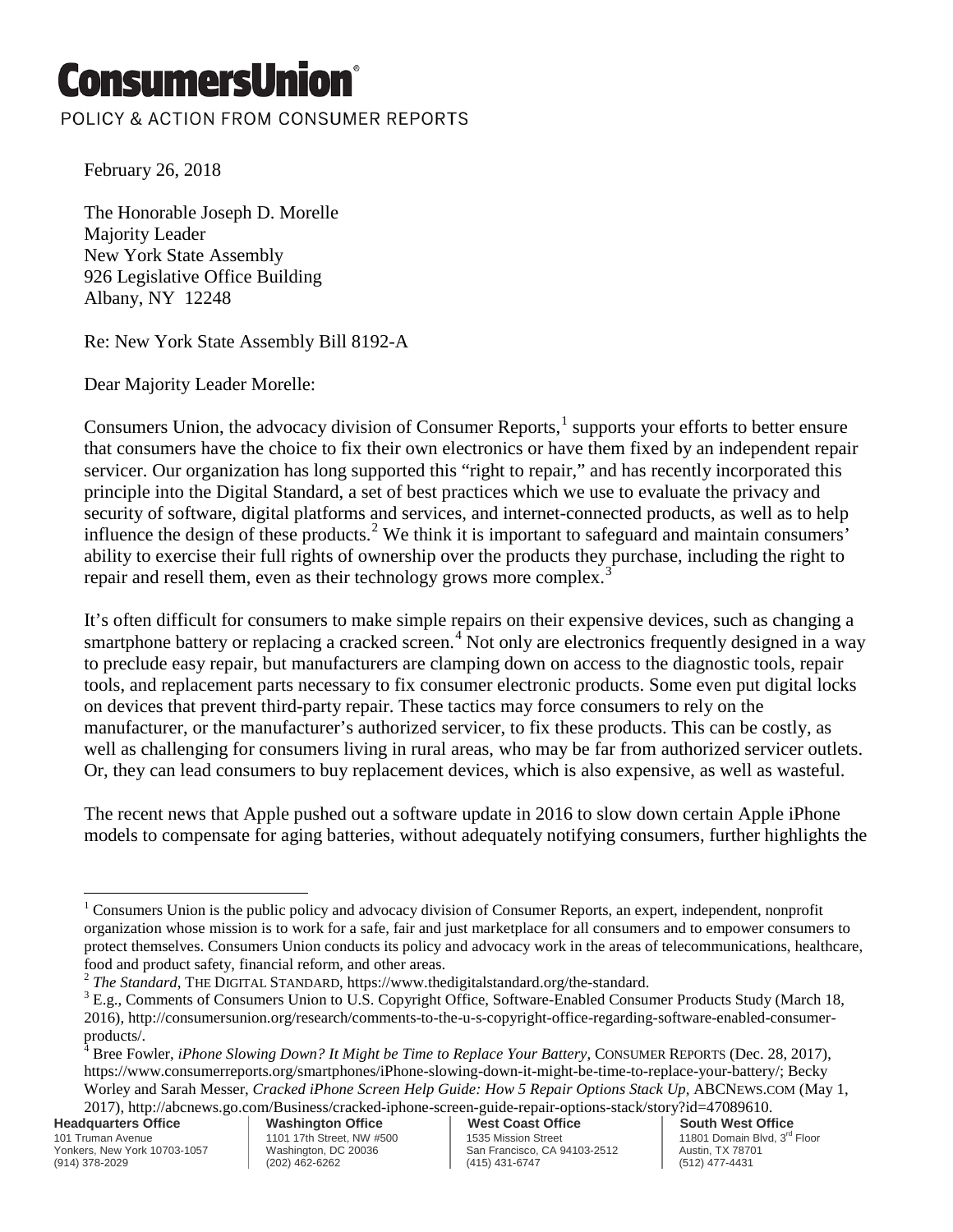# ConsumersUnion

POLICY & ACTION FROM CONSUMER REPORTS

February 26, 2018

The Honorable Joseph D. Morelle
Majority Leader
New York State Assembly
926 Legislative Office Building
Albany, NY 12248

Re: New York State Assembly Bill 8192-A

Dear Majority Leader Morelle:

Consumers Union, the advocacy division of Consumer Reports,[1] supports your efforts to better ensure that consumers have the choice to fix their own electronics or have them fixed by an independent repair servicer. Our organization has long supported this "right to repair," and has recently incorporated this principle into the Digital Standard, a set of best practices which we use to evaluate the privacy and security of software, digital platforms and services, and internet-connected products, as well as to help influence the design of these products.[2] We think it is important to safeguard and maintain consumers' ability to exercise their full rights of ownership over the products they purchase, including the right to repair and resell them, even as their technology grows more complex.[3]

It's often difficult for consumers to make simple repairs on their expensive devices, such as changing a smartphone battery or replacing a cracked screen.[4] Not only are electronics frequently designed in a way to preclude easy repair, but manufacturers are clamping down on access to the diagnostic tools, repair tools, and replacement parts necessary to fix consumer electronic products. Some even put digital locks on devices that prevent third-party repair. These tactics may force consumers to rely on the manufacturer, or the manufacturer's authorized servicer, to fix these products. This can be costly, as well as challenging for consumers living in rural areas, who may be far from authorized servicer outlets. Or, they can lead consumers to buy replacement devices, which is also expensive, as well as wasteful.

The recent news that Apple pushed out a software update in 2016 to slow down certain Apple iPhone models to compensate for aging batteries, without adequately notifying consumers, further highlights the

---

[1] Consumers Union is the public policy and advocacy division of Consumer Reports, an expert, independent, nonprofit organization whose mission is to work for a safe, fair and just marketplace for all consumers and to empower consumers to protect themselves. Consumers Union conducts its policy and advocacy work in the areas of telecommunications, healthcare, food and product safety, financial reform, and other areas.

[2] *The Standard*, THE DIGITAL STANDARD, https://www.thedigitalstandard.org/the-standard.

[3] E.g., Comments of Consumers Union to U.S. Copyright Office, Software-Enabled Consumer Products Study (March 18, 2016), http://consumersunion.org/research/comments-to-the-u-s-copyright-office-regarding-software-enabled-consumer-products/.

[4] Bree Fowler, *iPhone Slowing Down? It Might be Time to Replace Your Battery*, CONSUMER REPORTS (Dec. 28, 2017), https://www.consumerreports.org/smartphones/iPhone-slowing-down-it-might-be-time-to-replace-your-battery/; Becky Worley and Sarah Messer, *Cracked iPhone Screen Help Guide: How 5 Repair Options Stack Up*, ABCNEWS.COM (May 1, 2017), http://abcnews.go.com/Business/cracked-iphone-screen-guide-repair-options-stack/story?id=47089610.

**Headquarters Office**
101 Truman Avenue
Yonkers, New York 10703-1057
(914) 378-2029

**Washington Office**
1101 17th Street, NW #500
Washington, DC 20036
(202) 462-6262

**West Coast Office**
1535 Mission Street
San Francisco, CA 94103-2512
(415) 431-6747

**South West Office**
11801 Domain Blvd, 3rd Floor
Austin, TX 78701
(512) 477-4431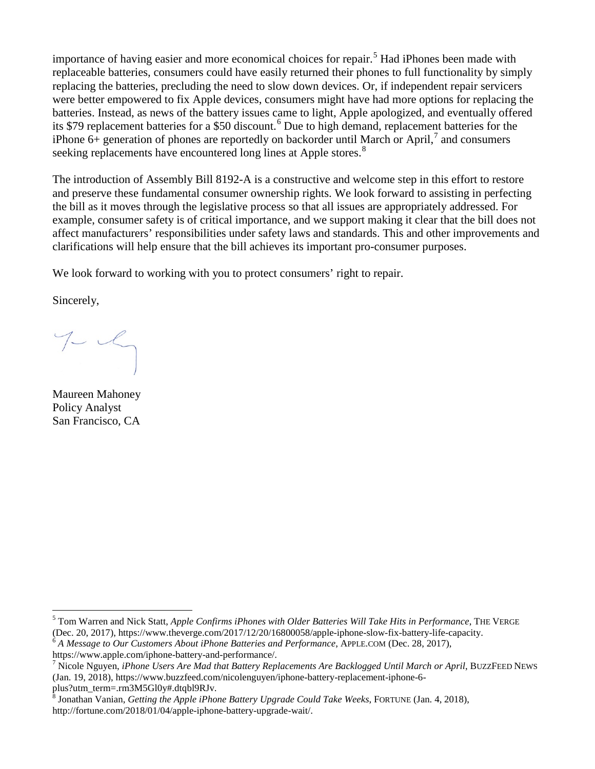importance of having easier and more economical choices for repair.[5] Had iPhones been made with replaceable batteries, consumers could have easily returned their phones to full functionality by simply replacing the batteries, precluding the need to slow down devices. Or, if independent repair servicers were better empowered to fix Apple devices, consumers might have had more options for replacing the batteries. Instead, as news of the battery issues came to light, Apple apologized, and eventually offered its $79 replacement batteries for a $50 discount.[6] Due to high demand, replacement batteries for the iPhone 6+ generation of phones are reportedly on backorder until March or April,[7] and consumers seeking replacements have encountered long lines at Apple stores.[8]

The introduction of Assembly Bill 8192-A is a constructive and welcome step in this effort to restore and preserve these fundamental consumer ownership rights. We look forward to assisting in perfecting the bill as it moves through the legislative process so that all issues are appropriately addressed. For example, consumer safety is of critical importance, and we support making it clear that the bill does not affect manufacturers' responsibilities under safety laws and standards. This and other improvements and clarifications will help ensure that the bill achieves its important pro-consumer purposes.

We look forward to working with you to protect consumers' right to repair.

Sincerely,

Maureen Mahoney
Policy Analyst
San Francisco, CA

---

[5] Tom Warren and Nick Statt, *Apple Confirms iPhones with Older Batteries Will Take Hits in Performance*, THE VERGE (Dec. 20, 2017), https://www.theverge.com/2017/12/20/16800058/apple-iphone-slow-fix-battery-life-capacity.

[6] *A Message to Our Customers About iPhone Batteries and Performance*, APPLE.COM (Dec. 28, 2017), https://www.apple.com/iphone-battery-and-performance/.

[7] Nicole Nguyen, *iPhone Users Are Mad that Battery Replacements Are Backlogged Until March or April*, BUZZFEED NEWS (Jan. 19, 2018), https://www.buzzfeed.com/nicolenguyen/iphone-battery-replacement-iphone-6-plus?utm_term=.rm3M5Gl0y#.dtqbl9RJv.

[8] Jonathan Vanian, *Getting the Apple iPhone Battery Upgrade Could Take Weeks*, FORTUNE (Jan. 4, 2018), http://fortune.com/2018/01/04/apple-iphone-battery-upgrade-wait/.